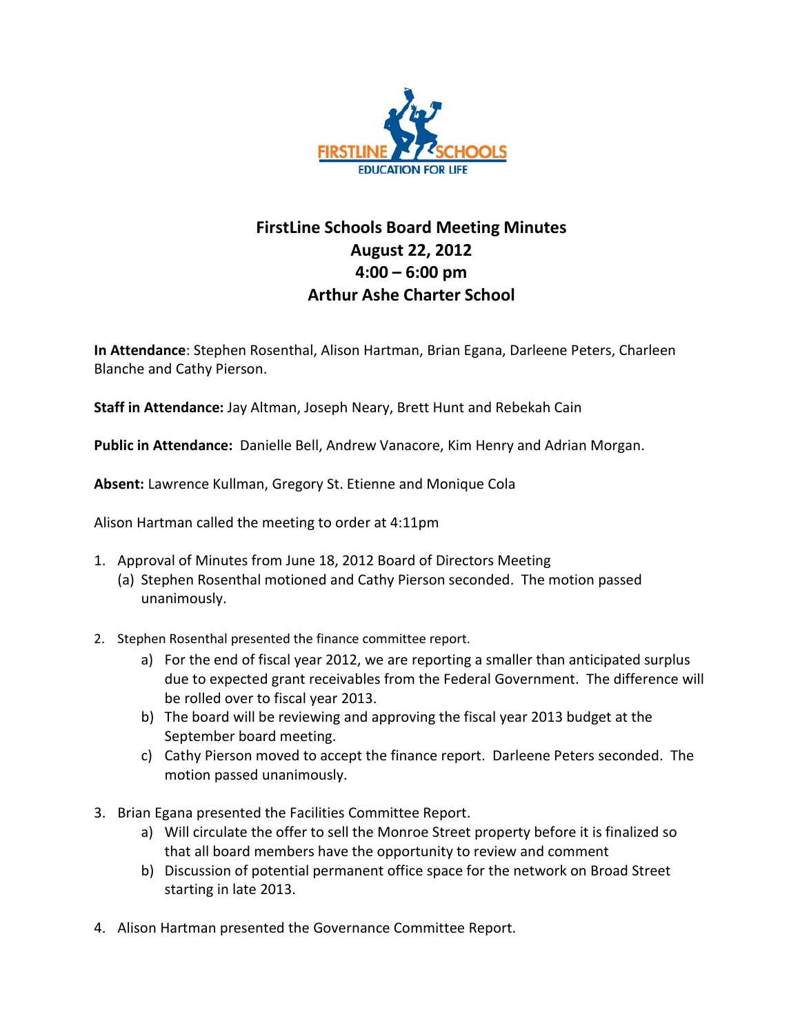# FirstLine Schools Board Meeting Minutes
## August 22, 2012
## 4:00 – 6:00 pm
## Arthur Ashe Charter School

**In Attendance**: Stephen Rosenthal, Alison Hartman, Brian Egana, Darleene Peters, Charleen Blanche and Cathy Pierson.

**Staff in Attendance:** Jay Altman, Joseph Neary, Brett Hunt and Rebekah Cain

**Public in Attendance:** Danielle Bell, Andrew Vanacore, Kim Henry and Adrian Morgan.

**Absent:** Lawrence Kullman, Gregory St. Etienne and Monique Cola

Alison Hartman called the meeting to order at 4:11pm

1. Approval of Minutes from June 18, 2012 Board of Directors Meeting
   (a) Stephen Rosenthal motioned and Cathy Pierson seconded. The motion passed unanimously.

2. Stephen Rosenthal presented the finance committee report.
   a) For the end of fiscal year 2012, we are reporting a smaller than anticipated surplus due to expected grant receivables from the Federal Government. The difference will be rolled over to fiscal year 2013.
   b) The board will be reviewing and approving the fiscal year 2013 budget at the September board meeting.
   c) Cathy Pierson moved to accept the finance report. Darleene Peters seconded. The motion passed unanimously.

3. Brian Egana presented the Facilities Committee Report.
   a) Will circulate the offer to sell the Monroe Street property before it is finalized so that all board members have the opportunity to review and comment
   b) Discussion of potential permanent office space for the network on Broad Street starting in late 2013.

4. Alison Hartman presented the Governance Committee Report.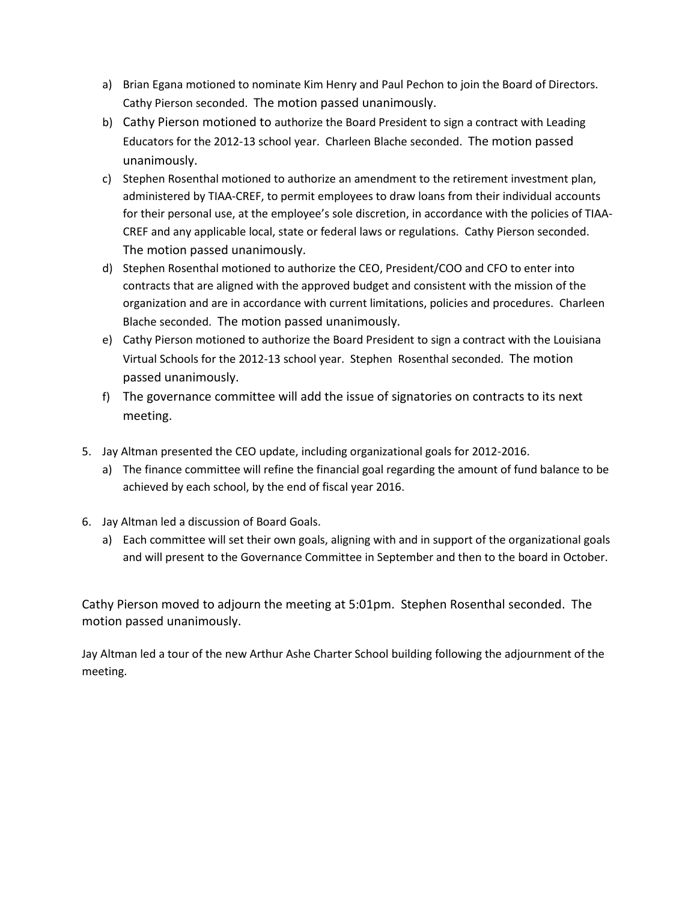a) Brian Egana motioned to nominate Kim Henry and Paul Pechon to join the Board of Directors. Cathy Pierson seconded. The motion passed unanimously.

b) Cathy Pierson motioned to authorize the Board President to sign a contract with Leading Educators for the 2012-13 school year. Charleen Blache seconded. The motion passed unanimously.

c) Stephen Rosenthal motioned to authorize an amendment to the retirement investment plan, administered by TIAA-CREF, to permit employees to draw loans from their individual accounts for their personal use, at the employee's sole discretion, in accordance with the policies of TIAA-CREF and any applicable local, state or federal laws or regulations. Cathy Pierson seconded. The motion passed unanimously.

d) Stephen Rosenthal motioned to authorize the CEO, President/COO and CFO to enter into contracts that are aligned with the approved budget and consistent with the mission of the organization and are in accordance with current limitations, policies and procedures. Charleen Blache seconded. The motion passed unanimously.

e) Cathy Pierson motioned to authorize the Board President to sign a contract with the Louisiana Virtual Schools for the 2012-13 school year. Stephen Rosenthal seconded. The motion passed unanimously.

f) The governance committee will add the issue of signatories on contracts to its next meeting.

5. Jay Altman presented the CEO update, including organizational goals for 2012-2016.
   a) The finance committee will refine the financial goal regarding the amount of fund balance to be achieved by each school, by the end of fiscal year 2016.

6. Jay Altman led a discussion of Board Goals.
   a) Each committee will set their own goals, aligning with and in support of the organizational goals and will present to the Governance Committee in September and then to the board in October.

Cathy Pierson moved to adjourn the meeting at 5:01pm. Stephen Rosenthal seconded. The motion passed unanimously.

Jay Altman led a tour of the new Arthur Ashe Charter School building following the adjournment of the meeting.